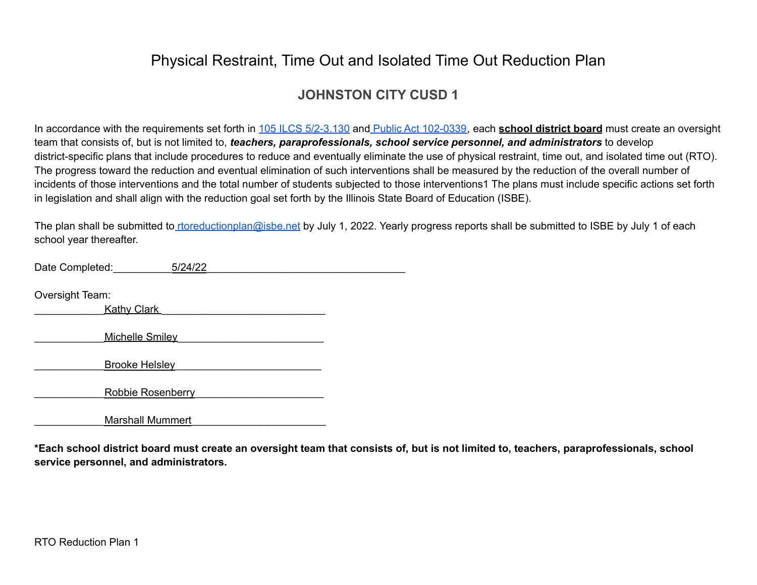# Physical Restraint, Time Out and Isolated Time Out Reduction Plan

## JOHNSTON CITY CUSD 1

In accordance with the requirements set forth in 105 ILCS 5/2-3.130 and Public Act 102-0339, each **school district board** must create an oversight team that consists of, but is not limited to, ***teachers, paraprofessionals, school service personnel, and administrators*** to develop district-specific plans that include procedures to reduce and eventually eliminate the use of physical restraint, time out, and isolated time out (RTO). The progress toward the reduction and eventual elimination of such interventions shall be measured by the reduction of the overall number of incidents of those interventions and the total number of students subjected to those interventions1 The plans must include specific actions set forth in legislation and shall align with the reduction goal set forth by the Illinois State Board of Education (ISBE).

The plan shall be submitted to rtoreductionplan@isbe.net by July 1, 2022. Yearly progress reports shall be submitted to ISBE by July 1 of each school year thereafter.

Date Completed: 5/24/22

Oversight Team:

Kathy Clark

Michelle Smiley

Brooke Helsley

Robbie Rosenberry

Marshall Mummert

**\*Each school district board must create an oversight team that consists of, but is not limited to, teachers, paraprofessionals, school service personnel, and administrators.**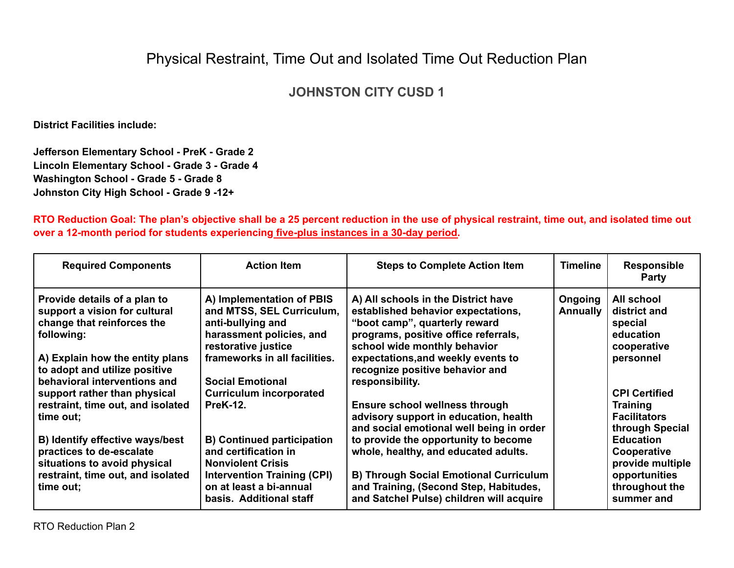# Physical Restraint, Time Out and Isolated Time Out Reduction Plan

## JOHNSTON CITY CUSD 1

**District Facilities include:**

**Jefferson Elementary School - PreK - Grade 2**
**Lincoln Elementary School - Grade 3 - Grade 4**
**Washington School - Grade 5 - Grade 8**
**Johnston City High School - Grade 9 -12+**

**RTO Reduction Goal: The plan's objective shall be a 25 percent reduction in the use of physical restraint, time out, and isolated time out over a 12-month period for students experiencing five-plus instances in a 30-day period.**

| Required Components | Action Item | Steps to Complete Action Item | Timeline | Responsible Party |
|---|---|---|---|---|
| **Provide details of a plan to support a vision for cultural change that reinforces the following:**<br><br>**A) Explain how the entity plans to adopt and utilize positive behavioral interventions and support rather than physical restraint, time out, and isolated time out;**<br><br>**B) Identify effective ways/best practices to de-escalate situations to avoid physical restraint, time out, and isolated time out;** | **A) Implementation of PBIS and MTSS, SEL Curriculum, anti-bullying and harassment policies, and restorative justice frameworks in all facilities.**<br><br>**Social Emotional Curriculum incorporated PreK-12.**<br><br>**B) Continued participation and certification in Nonviolent Crisis Intervention Training (CPI) on at least a bi-annual basis. Additional staff** | **A) All schools in the District have established behavior expectations, "boot camp", quarterly reward programs, positive office referrals, school wide monthly behavior expectations,and weekly events to recognize positive behavior and responsibility.**<br><br>**Ensure school wellness through advisory support in education, health and social emotional well being in order to provide the opportunity to become whole, healthy, and educated adults.**<br><br>**B) Through Social Emotional Curriculum and Training, (Second Step, Habitudes, and Satchel Pulse) children will acquire** | **Ongoing Annually** | **All school district and special education cooperative personnel**<br><br>**CPI Certified Training Facilitators through Special Education Cooperative provide multiple opportunities throughout the summer and** |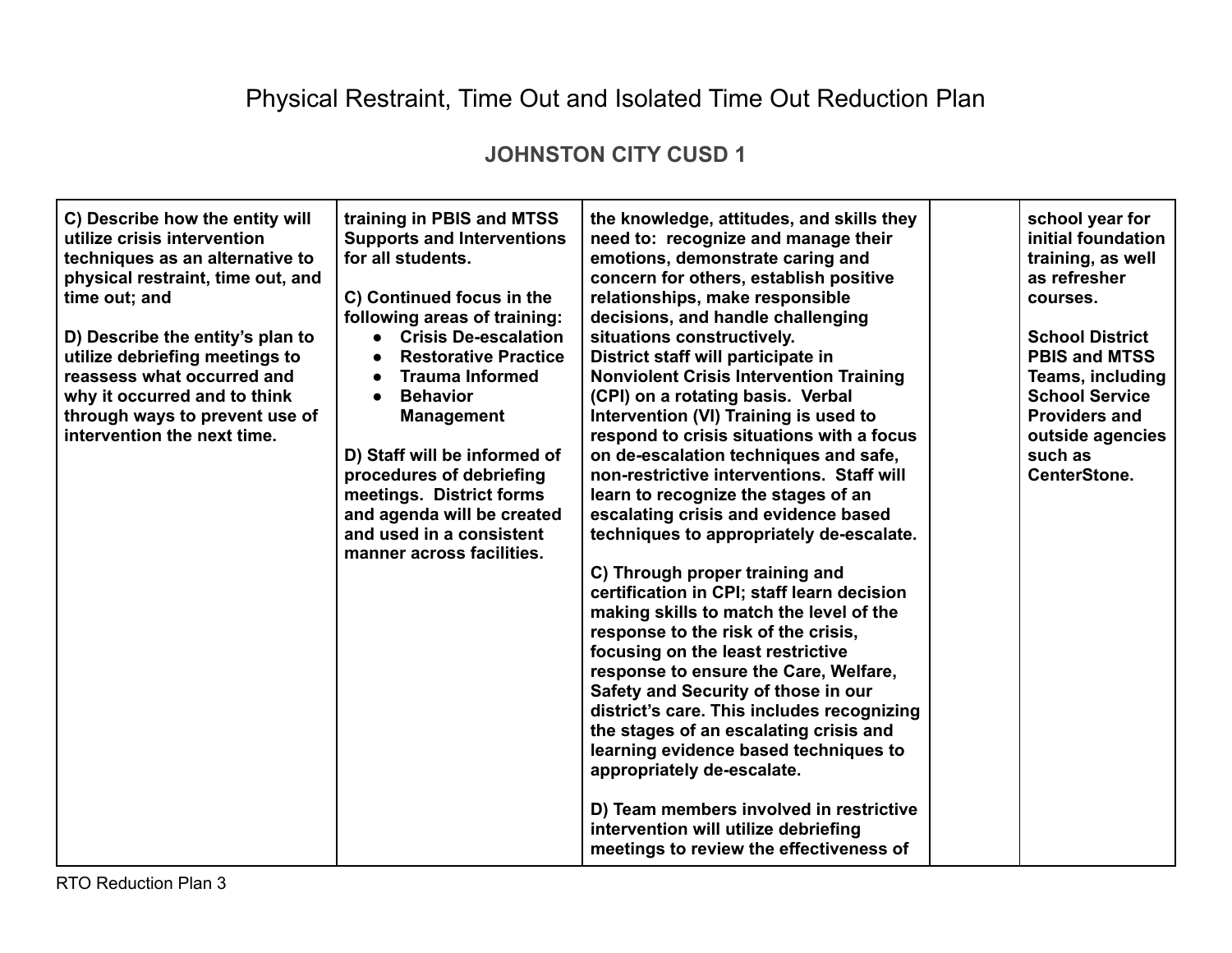# Physical Restraint, Time Out and Isolated Time Out Reduction Plan

## JOHNSTON CITY CUSD 1

| | | | | |
|---|---|---|---|---|
| **C) Describe how the entity will utilize crisis intervention techniques as an alternative to physical restraint, time out, and time out; and**<br><br>**D) Describe the entity's plan to utilize debriefing meetings to reassess what occurred and why it occurred and to think through ways to prevent use of intervention the next time.** | **training in PBIS and MTSS Supports and Interventions for all students.**<br><br>**C) Continued focus in the following areas of training:**<br>• **Crisis De-escalation**<br>• **Restorative Practice**<br>• **Trauma Informed**<br>• **Behavior Management**<br><br>**D) Staff will be informed of procedures of debriefing meetings. District forms and agenda will be created and used in a consistent manner across facilities.** | **the knowledge, attitudes, and skills they need to: recognize and manage their emotions, demonstrate caring and concern for others, establish positive relationships, make responsible decisions, and handle challenging situations constructively.**<br>**District staff will participate in Nonviolent Crisis Intervention Training (CPI) on a rotating basis. Verbal Intervention (VI) Training is used to respond to crisis situations with a focus on de-escalation techniques and safe, non-restrictive interventions. Staff will learn to recognize the stages of an escalating crisis and evidence based techniques to appropriately de-escalate.**<br><br>**C) Through proper training and certification in CPI; staff learn decision making skills to match the level of the response to the risk of the crisis, focusing on the least restrictive response to ensure the Care, Welfare, Safety and Security of those in our district's care. This includes recognizing the stages of an escalating crisis and learning evidence based techniques to appropriately de-escalate.**<br><br>**D) Team members involved in restrictive intervention will utilize debriefing meetings to review the effectiveness of** | | **school year for initial foundation training, as well as refresher courses.**<br><br>**School District PBIS and MTSS Teams, including School Service Providers and outside agencies such as CenterStone.** |

RTO Reduction Plan 3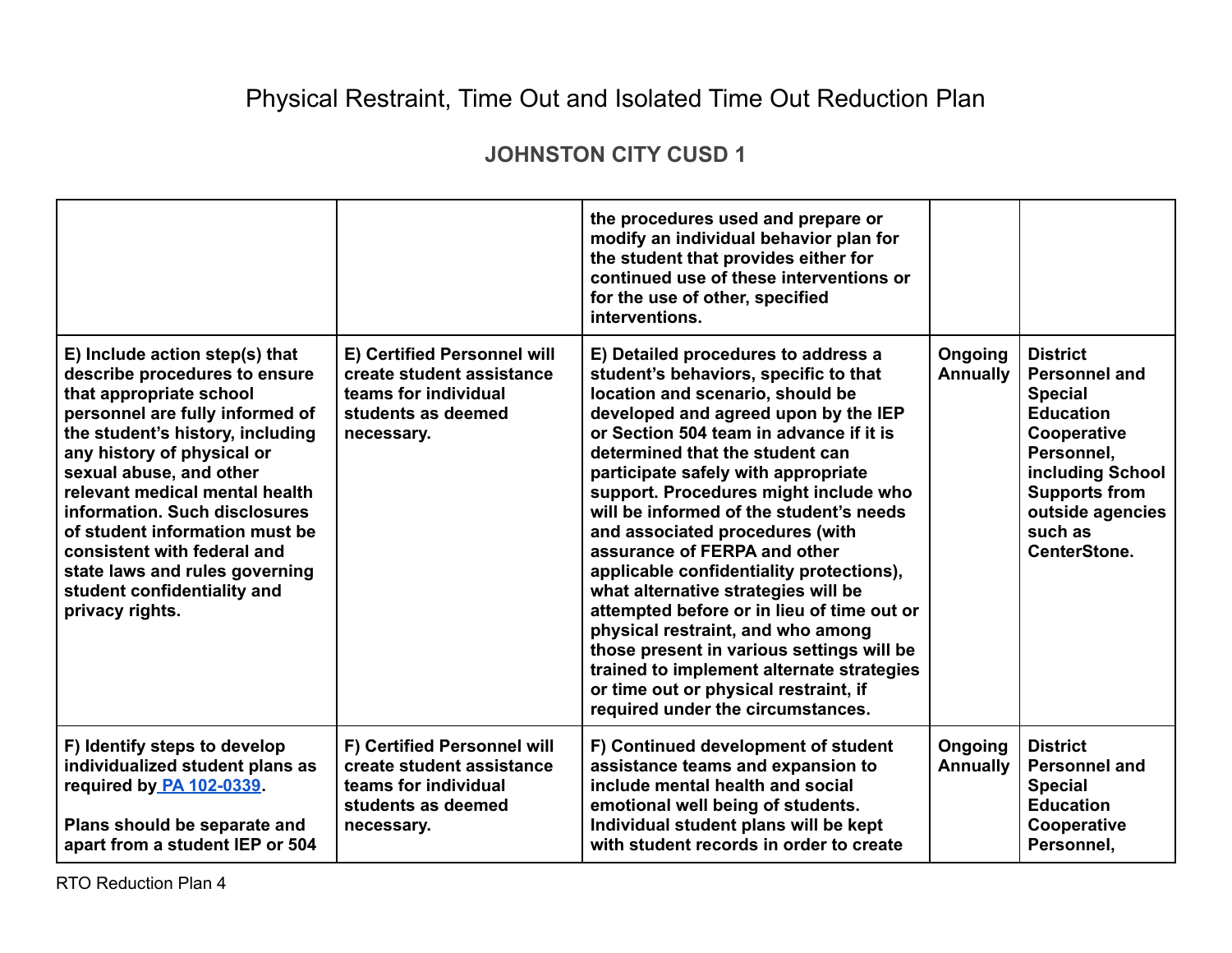# Physical Restraint, Time Out and Isolated Time Out Reduction Plan

## JOHNSTON CITY CUSD 1

| | | | | |
|---|---|---|---|---|
| | | **the procedures used and prepare or modify an individual behavior plan for the student that provides either for continued use of these interventions or for the use of other, specified interventions.** | | |
| **E) Include action step(s) that describe procedures to ensure that appropriate school personnel are fully informed of the student's history, including any history of physical or sexual abuse, and other relevant medical mental health information. Such disclosures of student information must be consistent with federal and state laws and rules governing student confidentiality and privacy rights.** | **E) Certified Personnel will create student assistance teams for individual students as deemed necessary.** | **E) Detailed procedures to address a student's behaviors, specific to that location and scenario, should be developed and agreed upon by the IEP or Section 504 team in advance if it is determined that the student can participate safely with appropriate support. Procedures might include who will be informed of the student's needs and associated procedures (with assurance of FERPA and other applicable confidentiality protections), what alternative strategies will be attempted before or in lieu of time out or physical restraint, and who among those present in various settings will be trained to implement alternate strategies or time out or physical restraint, if required under the circumstances.** | **Ongoing Annually** | **District Personnel and Special Education Cooperative Personnel, including School Supports from outside agencies such as CenterStone.** |
| **F) Identify steps to develop individualized student plans as required by [PA 102-0339](#).**<br><br>**Plans should be separate and apart from a student IEP or 504** | **F) Certified Personnel will create student assistance teams for individual students as deemed necessary.** | **F) Continued development of student assistance teams and expansion to include mental health and social emotional well being of students. Individual student plans will be kept with student records in order to create** | **Ongoing Annually** | **District Personnel and Special Education Cooperative Personnel,** |

RTO Reduction Plan 4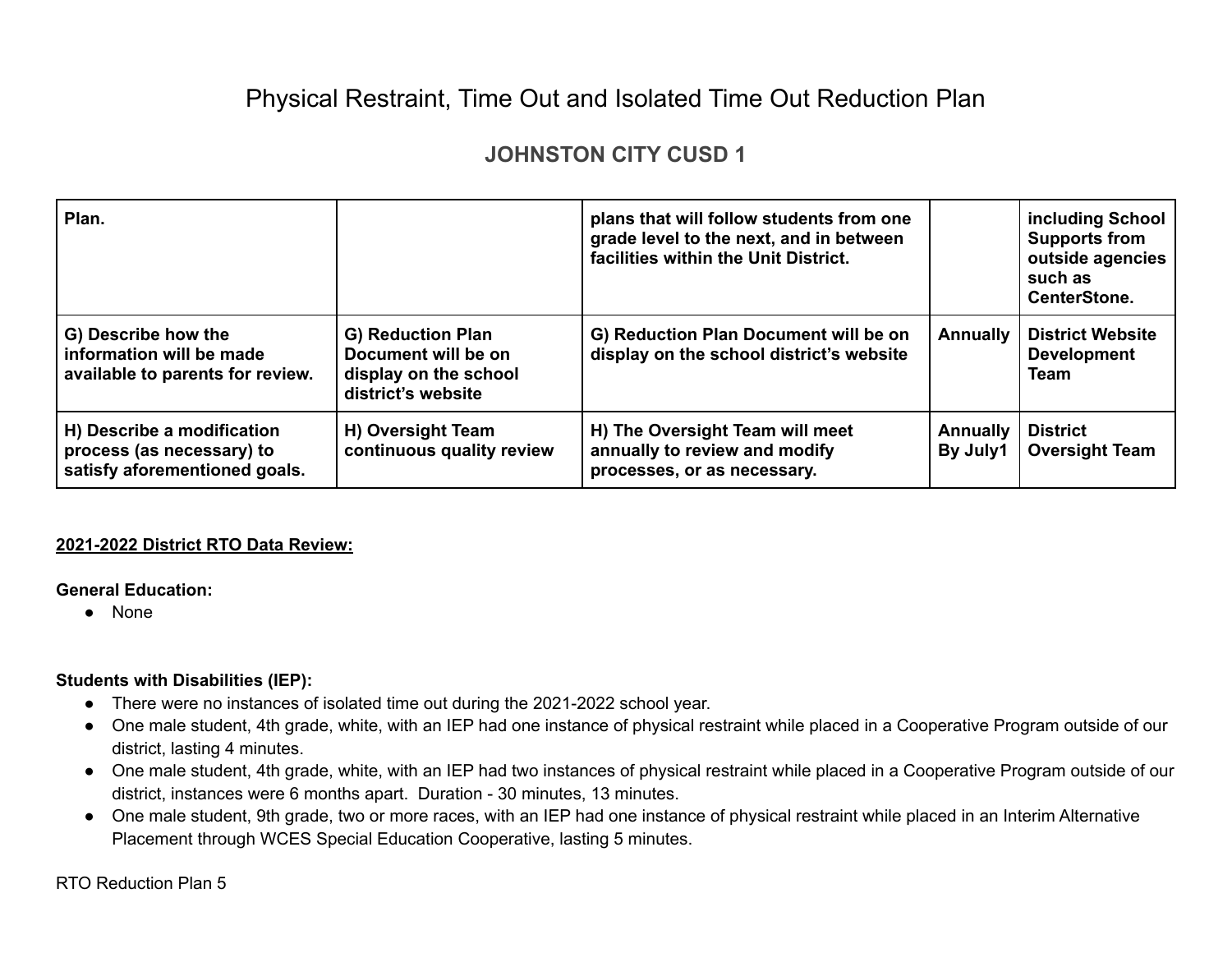# Physical Restraint, Time Out and Isolated Time Out Reduction Plan

## JOHNSTON CITY CUSD 1

| | | | | |
|---|---|---|---|---|
| **Plan.** | | **plans that will follow students from one grade level to the next, and in between facilities within the Unit District.** | | **including School Supports from outside agencies such as CenterStone.** |
| **G) Describe how the information will be made available to parents for review.** | **G) Reduction Plan Document will be on display on the school district's website** | **G) Reduction Plan Document will be on display on the school district's website** | **Annually** | **District Website Development Team** |
| **H) Describe a modification process (as necessary) to satisfy aforementioned goals.** | **H) Oversight Team continuous quality review** | **H) The Oversight Team will meet annually to review and modify processes, or as necessary.** | **Annually By July1** | **District Oversight Team** |

**2021-2022 District RTO Data Review:**

**General Education:**

- None

**Students with Disabilities (IEP):**

- There were no instances of isolated time out during the 2021-2022 school year.
- One male student, 4th grade, white, with an IEP had one instance of physical restraint while placed in a Cooperative Program outside of our district, lasting 4 minutes.
- One male student, 4th grade, white, with an IEP had two instances of physical restraint while placed in a Cooperative Program outside of our district, instances were 6 months apart. Duration - 30 minutes, 13 minutes.
- One male student, 9th grade, two or more races, with an IEP had one instance of physical restraint while placed in an Interim Alternative Placement through WCES Special Education Cooperative, lasting 5 minutes.